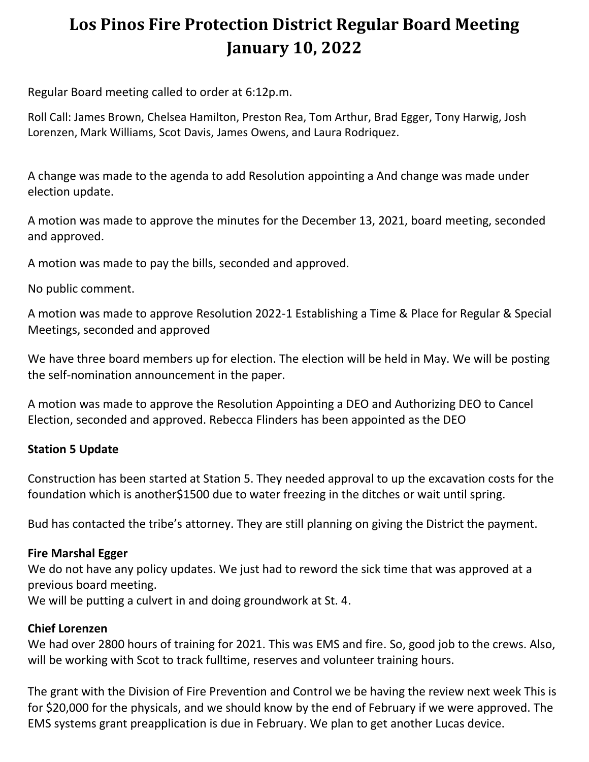# Los Pinos Fire Protection District Regular Board Meeting January 10, 2022

Regular Board meeting called to order at 6:12p.m.

Roll Call: James Brown, Chelsea Hamilton, Preston Rea, Tom Arthur, Brad Egger, Tony Harwig, Josh Lorenzen, Mark Williams, Scot Davis, James Owens, and Laura Rodriquez.

A change was made to the agenda to add Resolution appointing a And change was made under election update.

A motion was made to approve the minutes for the December 13, 2021, board meeting, seconded and approved.

A motion was made to pay the bills, seconded and approved.

No public comment.

A motion was made to approve Resolution 2022-1 Establishing a Time & Place for Regular & Special Meetings, seconded and approved

We have three board members up for election. The election will be held in May. We will be posting the self-nomination announcement in the paper.

A motion was made to approve the Resolution Appointing a DEO and Authorizing DEO to Cancel Election, seconded and approved. Rebecca Flinders has been appointed as the DEO

**Station 5 Update**

Construction has been started at Station 5. They needed approval to up the excavation costs for the foundation which is another$1500 due to water freezing in the ditches or wait until spring.

Bud has contacted the tribe's attorney. They are still planning on giving the District the payment.

**Fire Marshal Egger**

We do not have any policy updates. We just had to reword the sick time that was approved at a previous board meeting.

We will be putting a culvert in and doing groundwork at St. 4.

**Chief Lorenzen**

We had over 2800 hours of training for 2021. This was EMS and fire. So, good job to the crews. Also, will be working with Scot to track fulltime, reserves and volunteer training hours.

The grant with the Division of Fire Prevention and Control we be having the review next week This is for $20,000 for the physicals, and we should know by the end of February if we were approved. The EMS systems grant preapplication is due in February. We plan to get another Lucas device.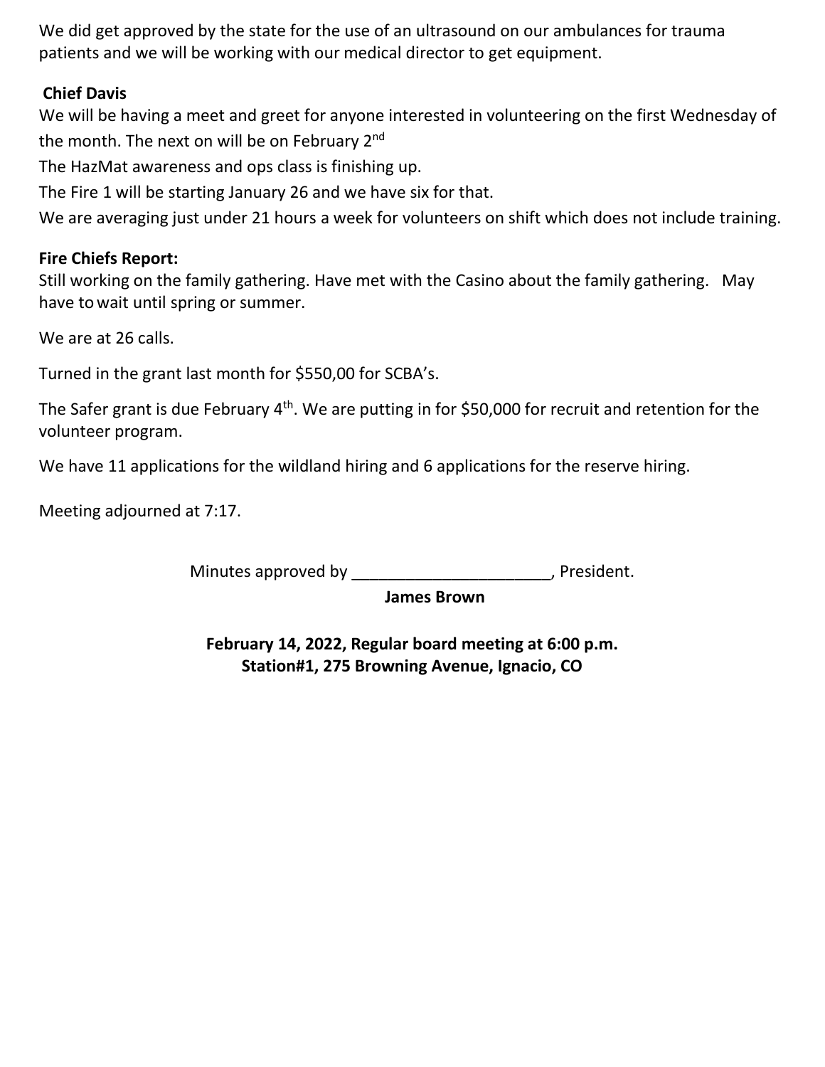We did get approved by the state for the use of an ultrasound on our ambulances for trauma patients and we will be working with our medical director to get equipment.

**Chief Davis**

We will be having a meet and greet for anyone interested in volunteering on the first Wednesday of the month. The next on will be on February 2nd

The HazMat awareness and ops class is finishing up.

The Fire 1 will be starting January 26 and we have six for that.

We are averaging just under 21 hours a week for volunteers on shift which does not include training.

**Fire Chiefs Report:**

Still working on the family gathering. Have met with the Casino about the family gathering. May have to wait until spring or summer.

We are at 26 calls.

Turned in the grant last month for $550,00 for SCBA's.

The Safer grant is due February 4th. We are putting in for $50,000 for recruit and retention for the volunteer program.

We have 11 applications for the wildland hiring and 6 applications for the reserve hiring.

Meeting adjourned at 7:17.

Minutes approved by ______________________, President.

**James Brown**

**February 14, 2022, Regular board meeting at 6:00 p.m.**
**Station#1, 275 Browning Avenue, Ignacio, CO**